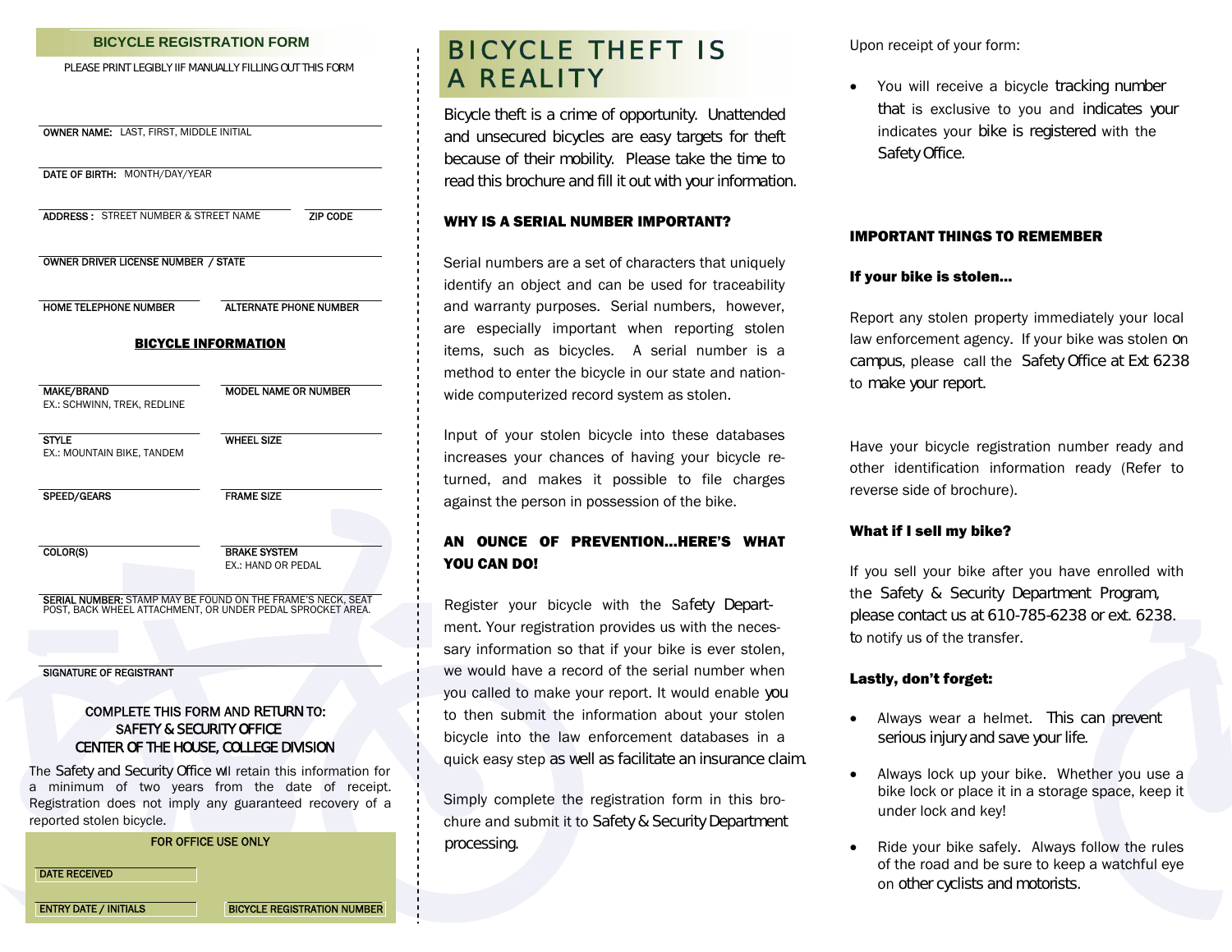## BICYCLE REGISTRATION FORM

PLEASE PRINT LEGIBLY IIF MANUALLY FILLING OUT THIS FORM

**OWNER NAME:** LAST, FIRST, MIDDLE INITIAL

**DATE OF BIRTH:** MONTH/DAY/YEAR

**ADDRESS :** STREET NUMBER & STREET NAME — **ZIP CODE**

**OWNER DRIVER LICENSE NUMBER / STATE**

**HOME TELEPHONE NUMBER** — **ALTERNATE PHONE NUMBER**

### BICYCLE INFORMATION

**MAKE/BRAND**
EX.: SCHWINN, TREK, REDLINE

**MODEL NAME OR NUMBER**

**STYLE**
EX.: MOUNTAIN BIKE, TANDEM

**WHEEL SIZE**

**SPEED/GEARS**

**FRAME SIZE**

**COLOR(S)**

**BRAKE SYSTEM**
EX.: HAND OR PEDAL

**SERIAL NUMBER:** STAMP MAY BE FOUND ON THE FRAME'S NECK, SEAT POST, BACK WHEEL ATTACHMENT, OR UNDER PEDAL SPROCKET AREA.

**SIGNATURE OF REGISTRANT**

COMPLETE THIS FORM AND RETURN TO:
SAFETY & SECURITY OFFICE
CENTER OF THE HOUSE, COLLEGE DIVISION

The Safety and Security Office wil retain this information for a minimum of two years from the date of receipt. Registration does not imply any guaranteed recovery of a reported stolen bicycle.

**FOR OFFICE USE ONLY**

DATE RECEIVED

ENTRY DATE / INITIALS — BICYCLE REGISTRATION NUMBER

# BICYCLE THEFT IS A REALITY

Bicycle theft is a crime of opportunity. Unattended and unsecured bicycles are easy targets for theft because of their mobility. Please take the time to read this brochure and fill it out with your information.

### WHY IS A SERIAL NUMBER IMPORTANT?

Serial numbers are a set of characters that uniquely identify an object and can be used for traceability and warranty purposes. Serial numbers, however, are especially important when reporting stolen items, such as bicycles. A serial number is a method to enter the bicycle in our state and nation-wide computerized record system as stolen.

Input of your stolen bicycle into these databases increases your chances of having your bicycle re-turned, and makes it possible to file charges against the person in possession of the bike.

### AN OUNCE OF PREVENTION…HERE'S WHAT YOU CAN DO!

Register your bicycle with the Safety Depart-ment. Your registration provides us with the neces-sary information so that if your bike is ever stolen, we would have a record of the serial number when you called to make your report. It would enable you to then submit the information about your stolen bicycle into the law enforcement databases in a quick easy step as well as facilitate an insurance claim.

Simply complete the registration form in this bro-chure and submit it to Safety & Security Department processing.

Upon receipt of your form:

- You will receive a bicycle tracking number that is exclusive to you and indicates your indicates your bike is registered with the Safety Office.

### IMPORTANT THINGS TO REMEMBER

**If your bike is stolen…**

Report any stolen property immediately your local law enforcement agency. If your bike was stolen on campus, please call the Safety Office at Ext 6238 to make your report.

Have your bicycle registration number ready and other identification information ready (Refer to reverse side of brochure).

**What if I sell my bike?**

If you sell your bike after you have enrolled with the Safety & Security Department Program, please contact us at 610-785-6238 or ext. 6238. to notify us of the transfer.

**Lastly, don't forget:**

- Always wear a helmet. This can prevent serious injury and save your life.
- Always lock up your bike. Whether you use a bike lock or place it in a storage space, keep it under lock and key!
- Ride your bike safely. Always follow the rules of the road and be sure to keep a watchful eye on other cyclists and motorists.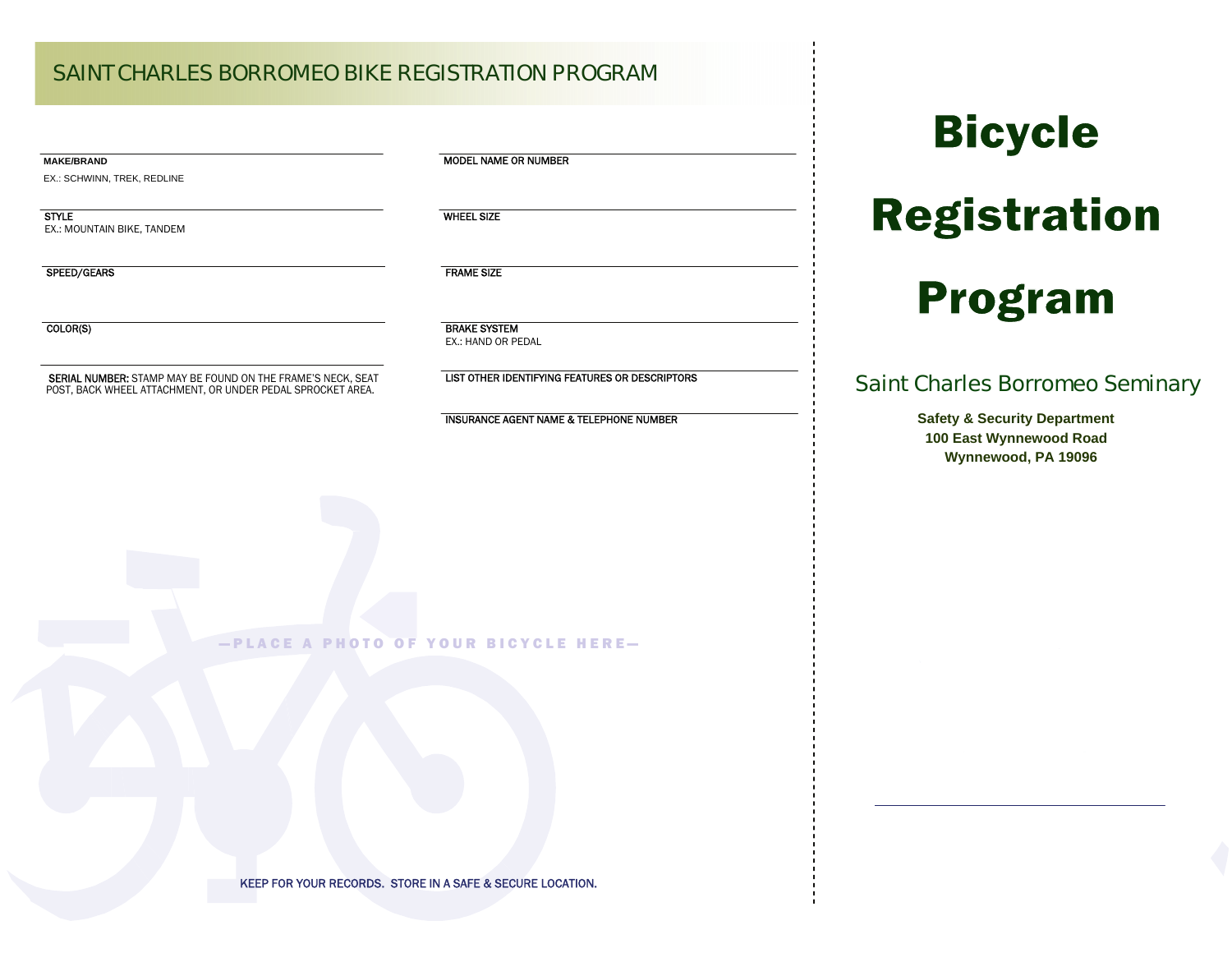## SAINT CHARLES BORROMEO BIKE REGISTRATION PROGRAM

**MAKE/BRAND**
EX.: SCHWINN, TREK, REDLINE

**MODEL NAME OR NUMBER**

**STYLE**
EX.: MOUNTAIN BIKE, TANDEM

**WHEEL SIZE**

**SPEED/GEARS**

**FRAME SIZE**

**COLOR(S)**

**BRAKE SYSTEM**
EX.: HAND OR PEDAL

**SERIAL NUMBER:** STAMP MAY BE FOUND ON THE FRAME'S NECK, SEAT POST, BACK WHEEL ATTACHMENT, OR UNDER PEDAL SPROCKET AREA.

**LIST OTHER IDENTIFYING FEATURES OR DESCRIPTORS**

**INSURANCE AGENT NAME & TELEPHONE NUMBER**

—PLACE A PHOTO OF YOUR BICYCLE HERE—

KEEP FOR YOUR RECORDS. STORE IN A SAFE & SECURE LOCATION.

# Bicycle Registration Program

## Saint Charles Borromeo Seminary

**Safety & Security Department**
**100 East Wynnewood Road**
**Wynnewood, PA 19096**